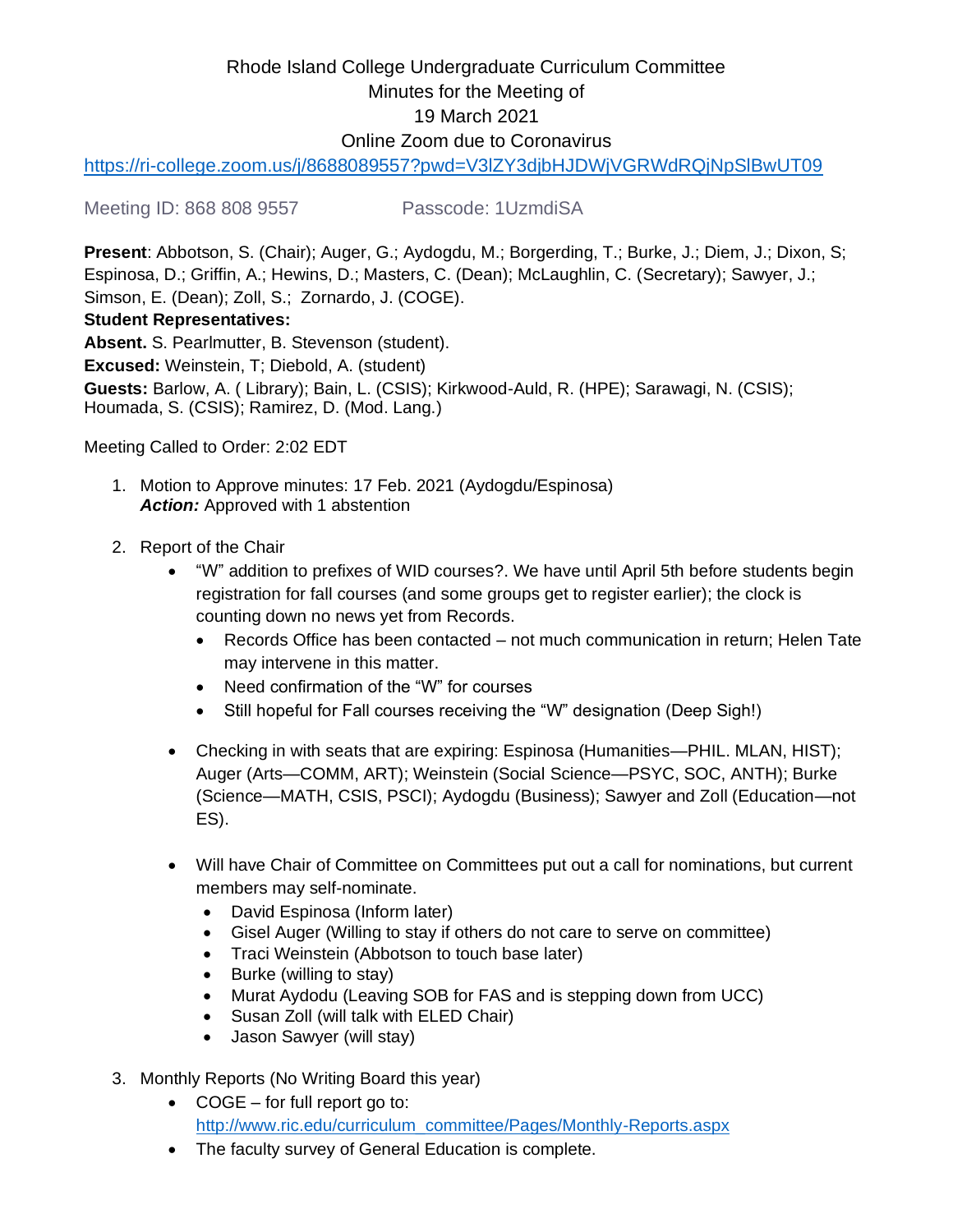Rhode Island College Undergraduate Curriculum Committee
Minutes for the Meeting of
19 March 2021
Online Zoom due to Coronavirus

https://ri-college.zoom.us/j/8688089557?pwd=V3lZY3djbHJDWjVGRWdRQjNpSlBwUT09

Meeting ID: 868 808 9557 Passcode: 1UzmdiSA

**Present**: Abbotson, S. (Chair); Auger, G.; Aydogdu, M.; Borgerding, T.; Burke, J.; Diem, J.; Dixon, S; Espinosa, D.; Griffin, A.; Hewins, D.; Masters, C. (Dean); McLaughlin, C. (Secretary); Sawyer, J.; Simson, E. (Dean); Zoll, S.; Zornardo, J. (COGE).

**Student Representatives:**

**Absent.** S. Pearlmutter, B. Stevenson (student).

**Excused:** Weinstein, T; Diebold, A. (student)

**Guests:** Barlow, A. ( Library); Bain, L. (CSIS); Kirkwood-Auld, R. (HPE); Sarawagi, N. (CSIS); Houmada, S. (CSIS); Ramirez, D. (Mod. Lang.)

Meeting Called to Order: 2:02 EDT

1. Motion to Approve minutes: 17 Feb. 2021 (Aydogdu/Espinosa)
   ***Action:*** Approved with 1 abstention

2. Report of the Chair
   - "W" addition to prefixes of WID courses?. We have until April 5th before students begin registration for fall courses (and some groups get to register earlier); the clock is counting down no news yet from Records.
     - Records Office has been contacted – not much communication in return; Helen Tate may intervene in this matter.
     - Need confirmation of the "W" for courses
     - Still hopeful for Fall courses receiving the "W" designation (Deep Sigh!)

   - Checking in with seats that are expiring: Espinosa (Humanities—PHIL. MLAN, HIST); Auger (Arts—COMM, ART); Weinstein (Social Science—PSYC, SOC, ANTH); Burke (Science—MATH, CSIS, PSCI); Aydogdu (Business); Sawyer and Zoll (Education—not ES).

   - Will have Chair of Committee on Committees put out a call for nominations, but current members may self-nominate.
     - David Espinosa (Inform later)
     - Gisel Auger (Willing to stay if others do not care to serve on committee)
     - Traci Weinstein (Abbotson to touch base later)
     - Burke (willing to stay)
     - Murat Aydodu (Leaving SOB for FAS and is stepping down from UCC)
     - Susan Zoll (will talk with ELED Chair)
     - Jason Sawyer (will stay)

3. Monthly Reports (No Writing Board this year)
   - COGE – for full report go to: http://www.ric.edu/curriculum_committee/Pages/Monthly-Reports.aspx
   - The faculty survey of General Education is complete.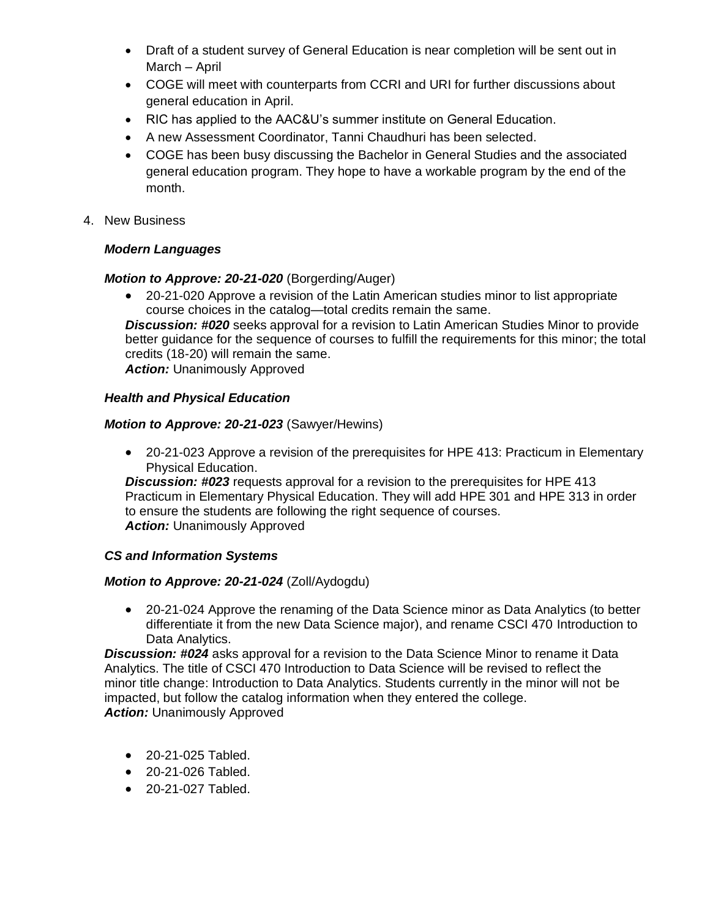- Draft of a student survey of General Education is near completion will be sent out in March – April
- COGE will meet with counterparts from CCRI and URI for further discussions about general education in April.
- RIC has applied to the AAC&U's summer institute on General Education.
- A new Assessment Coordinator, Tanni Chaudhuri has been selected.
- COGE has been busy discussing the Bachelor in General Studies and the associated general education program. They hope to have a workable program by the end of the month.

4. New Business

***Modern Languages***

***Motion to Approve: 20-21-020*** (Borgerding/Auger)

- 20-21-020 Approve a revision of the Latin American studies minor to list appropriate course choices in the catalog—total credits remain the same.

***Discussion: #020*** seeks approval for a revision to Latin American Studies Minor to provide better guidance for the sequence of courses to fulfill the requirements for this minor; the total credits (18-20) will remain the same.
***Action:*** Unanimously Approved

***Health and Physical Education***

***Motion to Approve: 20-21-023*** (Sawyer/Hewins)

- 20-21-023 Approve a revision of the prerequisites for HPE 413: Practicum in Elementary Physical Education.

***Discussion: #023*** requests approval for a revision to the prerequisites for HPE 413 Practicum in Elementary Physical Education. They will add HPE 301 and HPE 313 in order to ensure the students are following the right sequence of courses.
***Action:*** Unanimously Approved

***CS and Information Systems***

***Motion to Approve: 20-21-024*** (Zoll/Aydogdu)

- 20-21-024 Approve the renaming of the Data Science minor as Data Analytics (to better differentiate it from the new Data Science major), and rename CSCI 470 Introduction to Data Analytics.

***Discussion: #024*** asks approval for a revision to the Data Science Minor to rename it Data Analytics. The title of CSCI 470 Introduction to Data Science will be revised to reflect the minor title change: Introduction to Data Analytics. Students currently in the minor will not be impacted, but follow the catalog information when they entered the college.
***Action:*** Unanimously Approved

- 20-21-025 Tabled.
- 20-21-026 Tabled.
- 20-21-027 Tabled.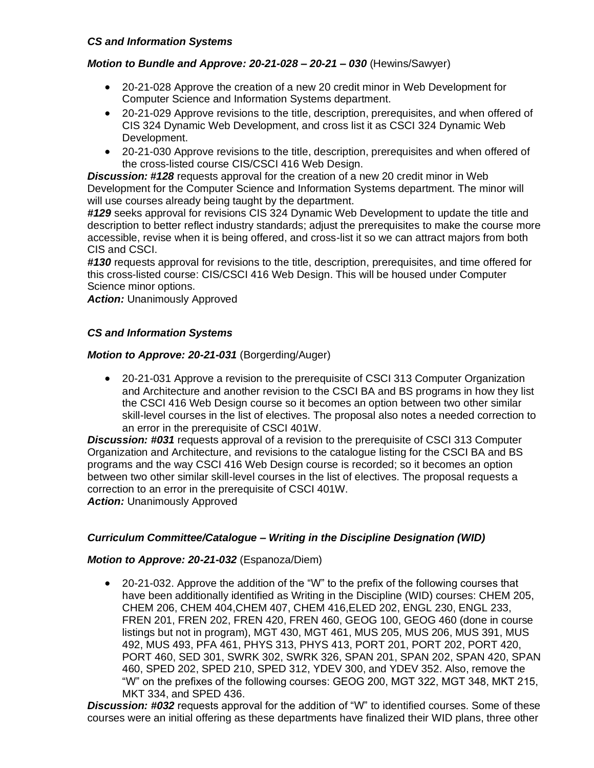***CS and Information Systems***

***Motion to Bundle and Approve: 20-21-028 – 20-21 – 030*** (Hewins/Sawyer)

- 20-21-028 Approve the creation of a new 20 credit minor in Web Development for Computer Science and Information Systems department.
- 20-21-029 Approve revisions to the title, description, prerequisites, and when offered of CIS 324 Dynamic Web Development, and cross list it as CSCI 324 Dynamic Web Development.
- 20-21-030 Approve revisions to the title, description, prerequisites and when offered of the cross-listed course CIS/CSCI 416 Web Design.

***Discussion: #128*** requests approval for the creation of a new 20 credit minor in Web Development for the Computer Science and Information Systems department. The minor will will use courses already being taught by the department.
***#129*** seeks approval for revisions CIS 324 Dynamic Web Development to update the title and description to better reflect industry standards; adjust the prerequisites to make the course more accessible, revise when it is being offered, and cross-list it so we can attract majors from both CIS and CSCI.
***#130*** requests approval for revisions to the title, description, prerequisites, and time offered for this cross-listed course: CIS/CSCI 416 Web Design. This will be housed under Computer Science minor options.
***Action:*** Unanimously Approved

***CS and Information Systems***

***Motion to Approve: 20-21-031*** (Borgerding/Auger)

- 20-21-031 Approve a revision to the prerequisite of CSCI 313 Computer Organization and Architecture and another revision to the CSCI BA and BS programs in how they list the CSCI 416 Web Design course so it becomes an option between two other similar skill-level courses in the list of electives. The proposal also notes a needed correction to an error in the prerequisite of CSCI 401W.

***Discussion: #031*** requests approval of a revision to the prerequisite of CSCI 313 Computer Organization and Architecture, and revisions to the catalogue listing for the CSCI BA and BS programs and the way CSCI 416 Web Design course is recorded; so it becomes an option between two other similar skill-level courses in the list of electives. The proposal requests a correction to an error in the prerequisite of CSCI 401W.
***Action:*** Unanimously Approved

***Curriculum Committee/Catalogue – Writing in the Discipline Designation (WID)***

***Motion to Approve: 20-21-032*** (Espanoza/Diem)

- 20-21-032. Approve the addition of the "W" to the prefix of the following courses that have been additionally identified as Writing in the Discipline (WID) courses: CHEM 205, CHEM 206, CHEM 404,CHEM 407, CHEM 416,ELED 202, ENGL 230, ENGL 233, FREN 201, FREN 202, FREN 420, FREN 460, GEOG 100, GEOG 460 (done in course listings but not in program), MGT 430, MGT 461, MUS 205, MUS 206, MUS 391, MUS 492, MUS 493, PFA 461, PHYS 313, PHYS 413, PORT 201, PORT 202, PORT 420, PORT 460, SED 301, SWRK 302, SWRK 326, SPAN 201, SPAN 202, SPAN 420, SPAN 460, SPED 202, SPED 210, SPED 312, YDEV 300, and YDEV 352. Also, remove the "W" on the prefixes of the following courses: GEOG 200, MGT 322, MGT 348, MKT 215, MKT 334, and SPED 436.

***Discussion: #032*** requests approval for the addition of "W" to identified courses. Some of these courses were an initial offering as these departments have finalized their WID plans, three other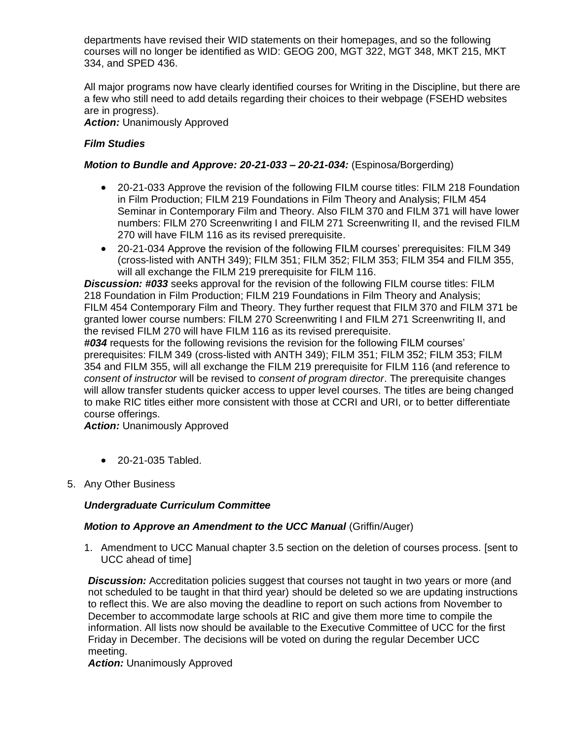departments have revised their WID statements on their homepages, and so the following courses will no longer be identified as WID: GEOG 200, MGT 322, MGT 348, MKT 215, MKT 334, and SPED 436.

All major programs now have clearly identified courses for Writing in the Discipline, but there are a few who still need to add details regarding their choices to their webpage (FSEHD websites are in progress).

***Action:*** Unanimously Approved

***Film Studies***

***Motion to Bundle and Approve: 20-21-033 – 20-21-034:*** (Espinosa/Borgerding)

- 20-21-033 Approve the revision of the following FILM course titles: FILM 218 Foundation in Film Production; FILM 219 Foundations in Film Theory and Analysis; FILM 454 Seminar in Contemporary Film and Theory. Also FILM 370 and FILM 371 will have lower numbers: FILM 270 Screenwriting I and FILM 271 Screenwriting II, and the revised FILM 270 will have FILM 116 as its revised prerequisite.
- 20-21-034 Approve the revision of the following FILM courses' prerequisites: FILM 349 (cross-listed with ANTH 349); FILM 351; FILM 352; FILM 353; FILM 354 and FILM 355, will all exchange the FILM 219 prerequisite for FILM 116.

***Discussion: #033*** seeks approval for the revision of the following FILM course titles: FILM 218 Foundation in Film Production; FILM 219 Foundations in Film Theory and Analysis; FILM 454 Contemporary Film and Theory. They further request that FILM 370 and FILM 371 be granted lower course numbers: FILM 270 Screenwriting I and FILM 271 Screenwriting II, and the revised FILM 270 will have FILM 116 as its revised prerequisite.

***#034*** requests for the following revisions the revision for the following FILM courses' prerequisites: FILM 349 (cross-listed with ANTH 349); FILM 351; FILM 352; FILM 353; FILM 354 and FILM 355, will all exchange the FILM 219 prerequisite for FILM 116 (and reference to *consent of instructor* will be revised to *consent of program director*. The prerequisite changes will allow transfer students quicker access to upper level courses. The titles are being changed to make RIC titles either more consistent with those at CCRI and URI, or to better differentiate course offerings.

***Action:*** Unanimously Approved

- 20-21-035 Tabled.

5. Any Other Business

***Undergraduate Curriculum Committee***

***Motion to Approve an Amendment to the UCC Manual*** (Griffin/Auger)

1. Amendment to UCC Manual chapter 3.5 section on the deletion of courses process. [sent to UCC ahead of time]

***Discussion:*** Accreditation policies suggest that courses not taught in two years or more (and not scheduled to be taught in that third year) should be deleted so we are updating instructions to reflect this. We are also moving the deadline to report on such actions from November to December to accommodate large schools at RIC and give them more time to compile the information. All lists now should be available to the Executive Committee of UCC for the first Friday in December. The decisions will be voted on during the regular December UCC meeting.

***Action:*** Unanimously Approved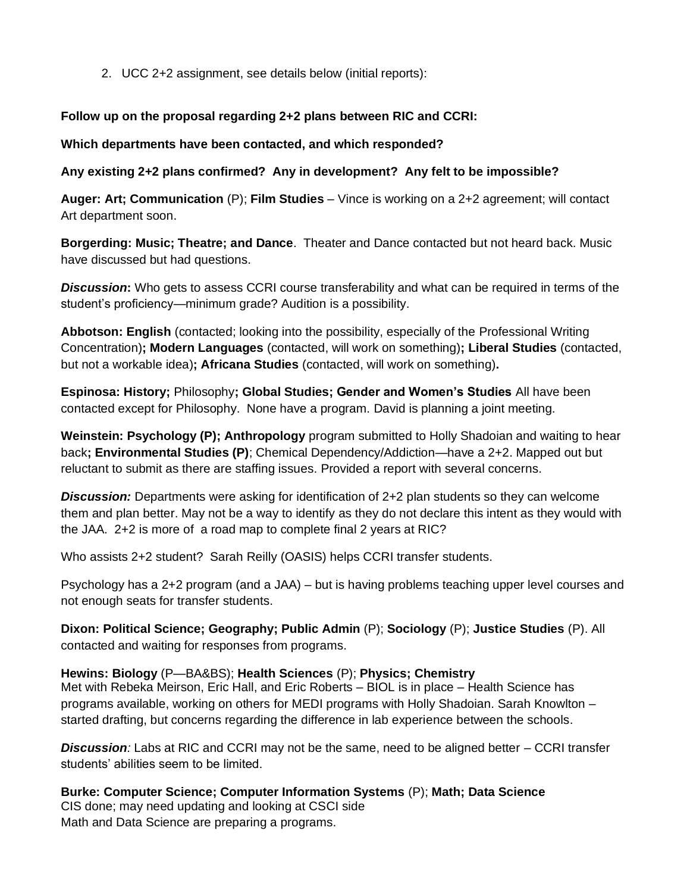2. UCC 2+2 assignment, see details below (initial reports):

**Follow up on the proposal regarding 2+2 plans between RIC and CCRI:**

**Which departments have been contacted, and which responded?**

**Any existing 2+2 plans confirmed? Any in development? Any felt to be impossible?**

**Auger: Art; Communication** (P); **Film Studies** – Vince is working on a 2+2 agreement; will contact Art department soon.

**Borgerding: Music; Theatre; and Dance**. Theater and Dance contacted but not heard back. Music have discussed but had questions.

***Discussion*:** Who gets to assess CCRI course transferability and what can be required in terms of the student's proficiency—minimum grade? Audition is a possibility.

**Abbotson: English** (contacted; looking into the possibility, especially of the Professional Writing Concentration)**; Modern Languages** (contacted, will work on something)**; Liberal Studies** (contacted, but not a workable idea)**; Africana Studies** (contacted, will work on something)**.**

**Espinosa: History;** Philosophy**; Global Studies; Gender and Women's Studies** All have been contacted except for Philosophy. None have a program. David is planning a joint meeting.

**Weinstein: Psychology (P); Anthropology** program submitted to Holly Shadoian and waiting to hear back**; Environmental Studies (P)**; Chemical Dependency/Addiction—have a 2+2. Mapped out but reluctant to submit as there are staffing issues. Provided a report with several concerns.

***Discussion:*** Departments were asking for identification of 2+2 plan students so they can welcome them and plan better. May not be a way to identify as they do not declare this intent as they would with the JAA. 2+2 is more of a road map to complete final 2 years at RIC?

Who assists 2+2 student? Sarah Reilly (OASIS) helps CCRI transfer students.

Psychology has a 2+2 program (and a JAA) – but is having problems teaching upper level courses and not enough seats for transfer students.

**Dixon: Political Science; Geography; Public Admin** (P); **Sociology** (P); **Justice Studies** (P). All contacted and waiting for responses from programs.

**Hewins: Biology** (P—BA&BS); **Health Sciences** (P); **Physics; Chemistry**
Met with Rebeka Meirson, Eric Hall, and Eric Roberts – BIOL is in place – Health Science has programs available, working on others for MEDI programs with Holly Shadoian. Sarah Knowlton – started drafting, but concerns regarding the difference in lab experience between the schools.

***Discussion**:* Labs at RIC and CCRI may not be the same, need to be aligned better – CCRI transfer students' abilities seem to be limited.

**Burke: Computer Science; Computer Information Systems** (P); **Math; Data Science**
CIS done; may need updating and looking at CSCI side
Math and Data Science are preparing a programs.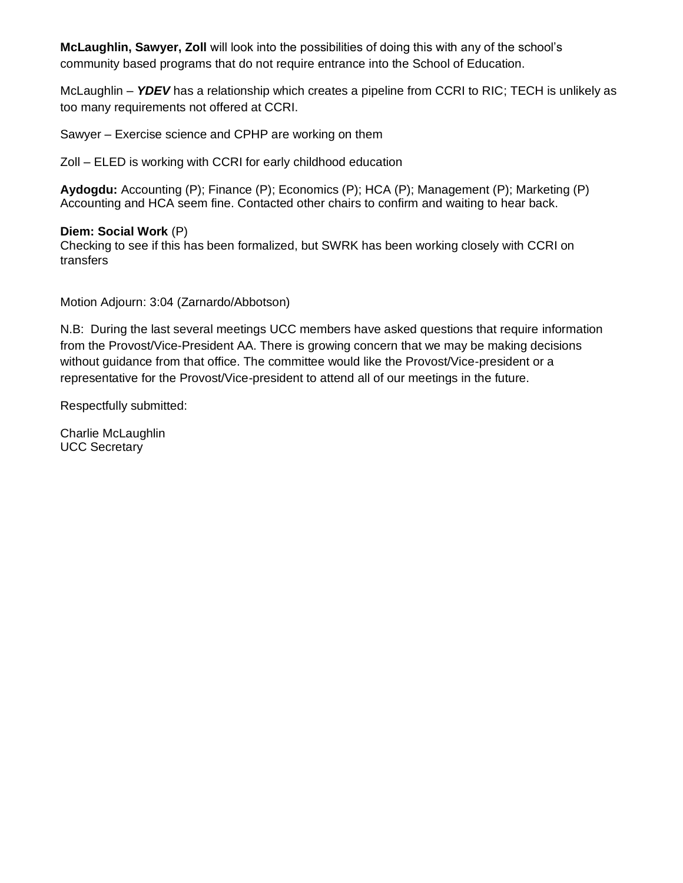**McLaughlin, Sawyer, Zoll** will look into the possibilities of doing this with any of the school's community based programs that do not require entrance into the School of Education.

McLaughlin – ***YDEV*** has a relationship which creates a pipeline from CCRI to RIC; TECH is unlikely as too many requirements not offered at CCRI.

Sawyer – Exercise science and CPHP are working on them

Zoll – ELED is working with CCRI for early childhood education

**Aydogdu:** Accounting (P); Finance (P); Economics (P); HCA (P); Management (P); Marketing (P)
Accounting and HCA seem fine. Contacted other chairs to confirm and waiting to hear back.

**Diem: Social Work** (P)
Checking to see if this has been formalized, but SWRK has been working closely with CCRI on transfers

Motion Adjourn: 3:04 (Zarnardo/Abbotson)

N.B: During the last several meetings UCC members have asked questions that require information from the Provost/Vice-President AA. There is growing concern that we may be making decisions without guidance from that office. The committee would like the Provost/Vice-president or a representative for the Provost/Vice-president to attend all of our meetings in the future.

Respectfully submitted:

Charlie McLaughlin
UCC Secretary